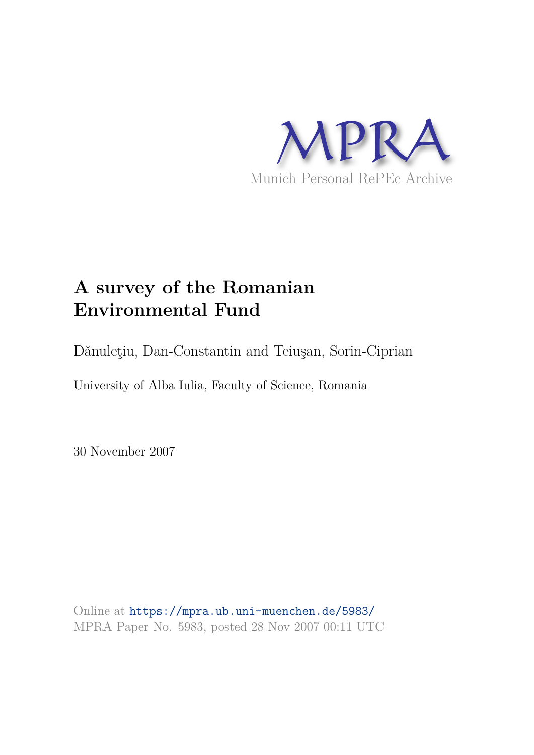MPRA

Munich Personal RePEc Archive

# A survey of the Romanian Environmental Fund

Dănuleţiu, Dan-Constantin and Teiuşan, Sorin-Ciprian

University of Alba Iulia, Faculty of Science, Romania

30 November 2007

Online at https://mpra.ub.uni-muenchen.de/5983/
MPRA Paper No. 5983, posted 28 Nov 2007 00:11 UTC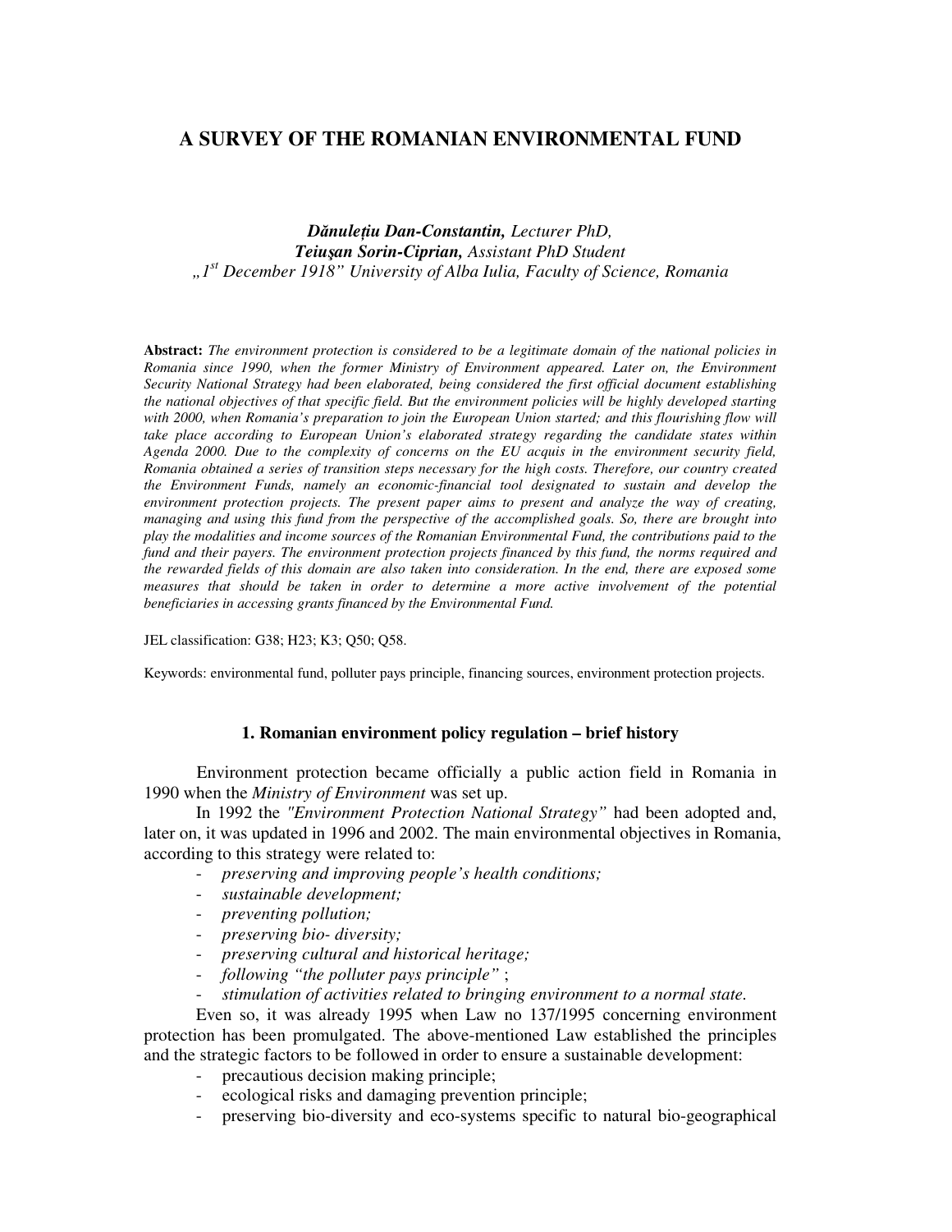# A SURVEY OF THE ROMANIAN ENVIRONMENTAL FUND

***Dănulețiu Dan-Constantin,** Lecturer PhD,*
***Teiușan Sorin-Ciprian,** Assistant PhD Student*
*„1st December 1918" University of Alba Iulia, Faculty of Science, Romania*

**Abstract:** *The environment protection is considered to be a legitimate domain of the national policies in Romania since 1990, when the former Ministry of Environment appeared. Later on, the Environment Security National Strategy had been elaborated, being considered the first official document establishing the national objectives of that specific field. But the environment policies will be highly developed starting with 2000, when Romania's preparation to join the European Union started; and this flourishing flow will take place according to European Union's elaborated strategy regarding the candidate states within Agenda 2000. Due to the complexity of concerns on the EU acquis in the environment security field, Romania obtained a series of transition steps necessary for the high costs. Therefore, our country created the Environment Funds, namely an economic-financial tool designated to sustain and develop the environment protection projects. The present paper aims to present and analyze the way of creating, managing and using this fund from the perspective of the accomplished goals. So, there are brought into play the modalities and income sources of the Romanian Environmental Fund, the contributions paid to the fund and their payers. The environment protection projects financed by this fund, the norms required and the rewarded fields of this domain are also taken into consideration. In the end, there are exposed some measures that should be taken in order to determine a more active involvement of the potential beneficiaries in accessing grants financed by the Environmental Fund.*

JEL classification: G38; H23; K3; Q50; Q58.

Keywords: environmental fund, polluter pays principle, financing sources, environment protection projects.

## 1. Romanian environment policy regulation – brief history

Environment protection became officially a public action field in Romania in 1990 when the *Ministry of Environment* was set up.

In 1992 the *"Environment Protection National Strategy"* had been adopted and, later on, it was updated in 1996 and 2002. The main environmental objectives in Romania, according to this strategy were related to:

- *preserving and improving people's health conditions;*
- *sustainable development;*
- *preventing pollution;*
- *preserving bio- diversity;*
- *preserving cultural and historical heritage;*
- *following "the polluter pays principle"* ;
- *stimulation of activities related to bringing environment to a normal state.*

Even so, it was already 1995 when Law no 137/1995 concerning environment protection has been promulgated. The above-mentioned Law established the principles and the strategic factors to be followed in order to ensure a sustainable development:

- precautious decision making principle;
- ecological risks and damaging prevention principle;
- preserving bio-diversity and eco-systems specific to natural bio-geographical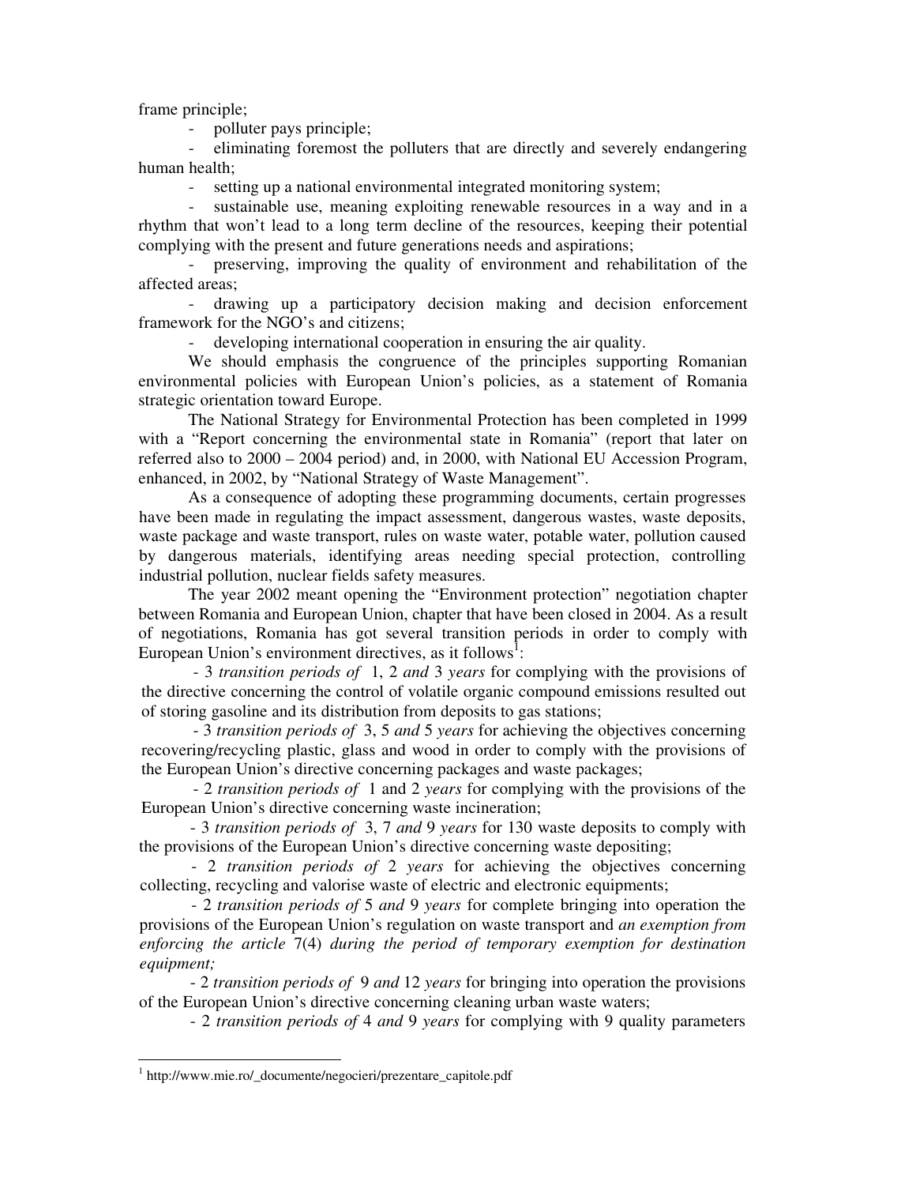frame principle;

- polluter pays principle;
- eliminating foremost the polluters that are directly and severely endangering human health;
- setting up a national environmental integrated monitoring system;
- sustainable use, meaning exploiting renewable resources in a way and in a rhythm that won't lead to a long term decline of the resources, keeping their potential complying with the present and future generations needs and aspirations;
- preserving, improving the quality of environment and rehabilitation of the affected areas;
- drawing up a participatory decision making and decision enforcement framework for the NGO's and citizens;
- developing international cooperation in ensuring the air quality.

We should emphasis the congruence of the principles supporting Romanian environmental policies with European Union's policies, as a statement of Romania strategic orientation toward Europe.

The National Strategy for Environmental Protection has been completed in 1999 with a "Report concerning the environmental state in Romania" (report that later on referred also to 2000 – 2004 period) and, in 2000, with National EU Accession Program, enhanced, in 2002, by "National Strategy of Waste Management".

As a consequence of adopting these programming documents, certain progresses have been made in regulating the impact assessment, dangerous wastes, waste deposits, waste package and waste transport, rules on waste water, potable water, pollution caused by dangerous materials, identifying areas needing special protection, controlling industrial pollution, nuclear fields safety measures.

The year 2002 meant opening the "Environment protection" negotiation chapter between Romania and European Union, chapter that have been closed in 2004. As a result of negotiations, Romania has got several transition periods in order to comply with European Union's environment directives, as it follows[1]:

- 3 *transition periods of* 1, 2 *and* 3 *years* for complying with the provisions of the directive concerning the control of volatile organic compound emissions resulted out of storing gasoline and its distribution from deposits to gas stations;
- 3 *transition periods of* 3, 5 *and* 5 *years* for achieving the objectives concerning recovering/recycling plastic, glass and wood in order to comply with the provisions of the European Union's directive concerning packages and waste packages;
- 2 *transition periods of* 1 and 2 *years* for complying with the provisions of the European Union's directive concerning waste incineration;
- 3 *transition periods of* 3, 7 *and* 9 *years* for 130 waste deposits to comply with the provisions of the European Union's directive concerning waste depositing;
- 2 *transition periods of* 2 *years* for achieving the objectives concerning collecting, recycling and valorise waste of electric and electronic equipments;
- 2 *transition periods of* 5 *and* 9 *years* for complete bringing into operation the provisions of the European Union's regulation on waste transport and *an exemption from enforcing the article* 7(4) *during the period of temporary exemption for destination equipment;*
- 2 *transition periods of* 9 *and* 12 *years* for bringing into operation the provisions of the European Union's directive concerning cleaning urban waste waters;
- 2 *transition periods of* 4 *and* 9 *years* for complying with 9 quality parameters

[1] http://www.mie.ro/_documente/negocieri/prezentare_capitole.pdf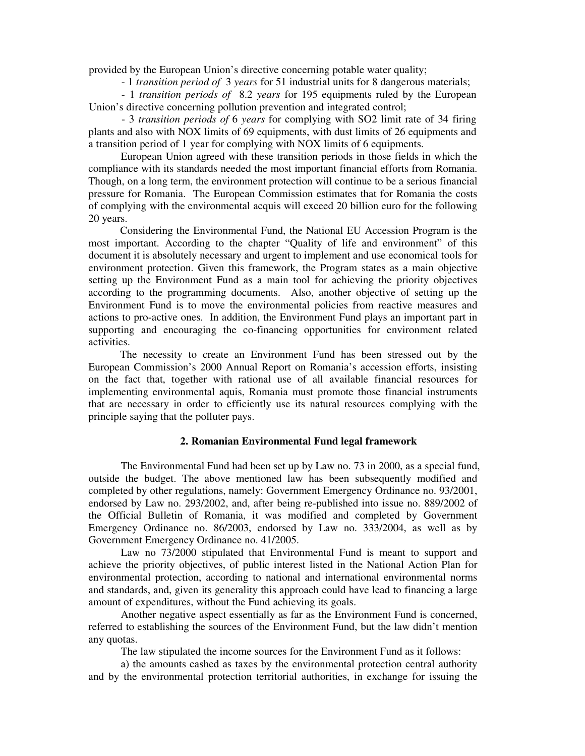provided by the European Union's directive concerning potable water quality;

- 1 *transition period of* 3 *years* for 51 industrial units for 8 dangerous materials;
- 1 *transition periods of* 8.2 *years* for 195 equipments ruled by the European Union's directive concerning pollution prevention and integrated control;
- 3 *transition periods of* 6 *years* for complying with SO2 limit rate of 34 firing plants and also with NOX limits of 69 equipments, with dust limits of 26 equipments and a transition period of 1 year for complying with NOX limits of 6 equipments.

European Union agreed with these transition periods in those fields in which the compliance with its standards needed the most important financial efforts from Romania. Though, on a long term, the environment protection will continue to be a serious financial pressure for Romania. The European Commission estimates that for Romania the costs of complying with the environmental acquis will exceed 20 billion euro for the following 20 years.

Considering the Environmental Fund, the National EU Accession Program is the most important. According to the chapter "Quality of life and environment" of this document it is absolutely necessary and urgent to implement and use economical tools for environment protection. Given this framework, the Program states as a main objective setting up the Environment Fund as a main tool for achieving the priority objectives according to the programming documents. Also, another objective of setting up the Environment Fund is to move the environmental policies from reactive measures and actions to pro-active ones. In addition, the Environment Fund plays an important part in supporting and encouraging the co-financing opportunities for environment related activities.

The necessity to create an Environment Fund has been stressed out by the European Commission's 2000 Annual Report on Romania's accession efforts, insisting on the fact that, together with rational use of all available financial resources for implementing environmental aquis, Romania must promote those financial instruments that are necessary in order to efficiently use its natural resources complying with the principle saying that the polluter pays.

## 2. Romanian Environmental Fund legal framework

The Environmental Fund had been set up by Law no. 73 in 2000, as a special fund, outside the budget. The above mentioned law has been subsequently modified and completed by other regulations, namely: Government Emergency Ordinance no. 93/2001, endorsed by Law no. 293/2002, and, after being re-published into issue no. 889/2002 of the Official Bulletin of Romania, it was modified and completed by Government Emergency Ordinance no. 86/2003, endorsed by Law no. 333/2004, as well as by Government Emergency Ordinance no. 41/2005.

Law no 73/2000 stipulated that Environmental Fund is meant to support and achieve the priority objectives, of public interest listed in the National Action Plan for environmental protection, according to national and international environmental norms and standards, and, given its generality this approach could have lead to financing a large amount of expenditures, without the Fund achieving its goals.

Another negative aspect essentially as far as the Environment Fund is concerned, referred to establishing the sources of the Environment Fund, but the law didn't mention any quotas.

The law stipulated the income sources for the Environment Fund as it follows:

a) the amounts cashed as taxes by the environmental protection central authority and by the environmental protection territorial authorities, in exchange for issuing the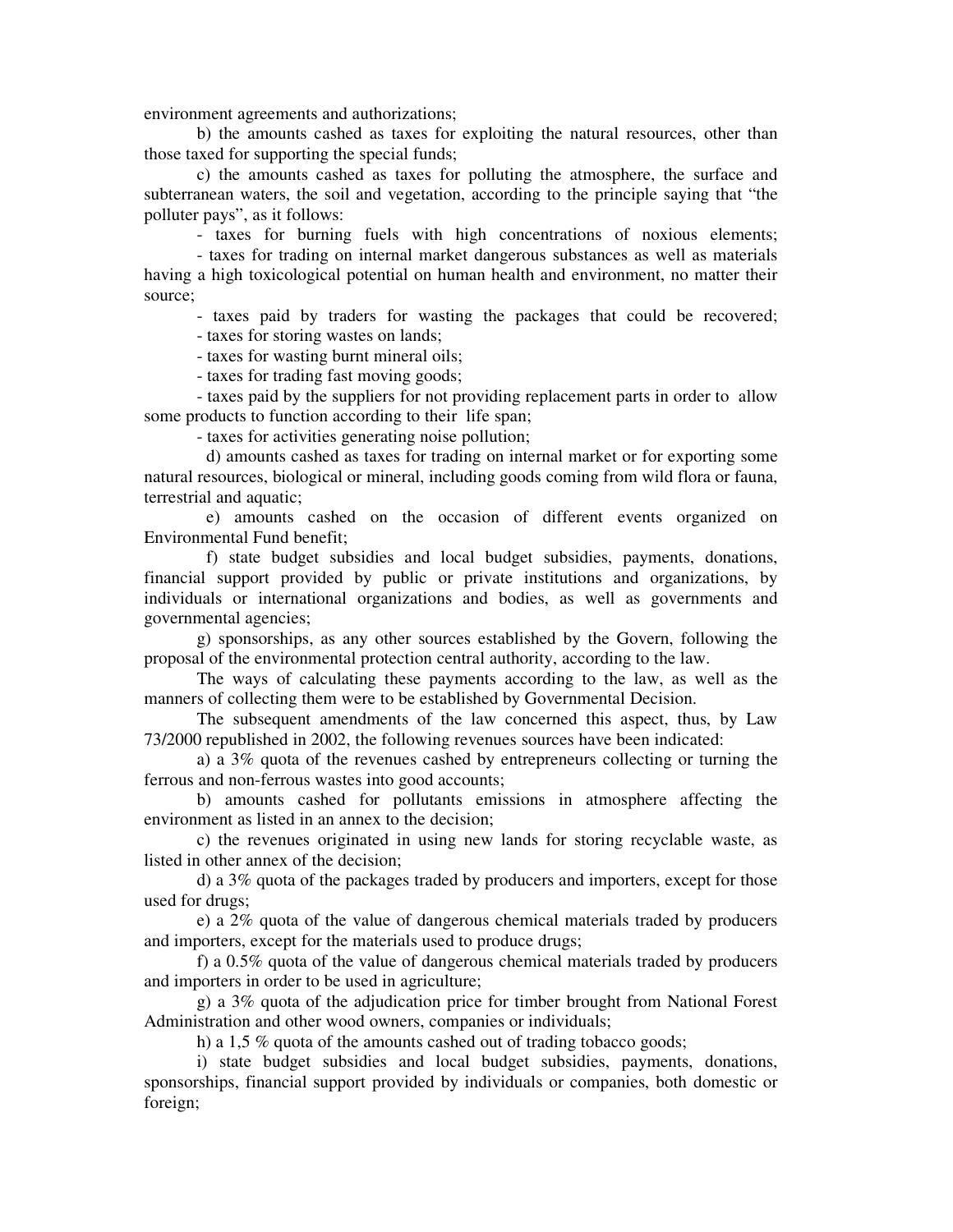environment agreements and authorizations;

b) the amounts cashed as taxes for exploiting the natural resources, other than those taxed for supporting the special funds;

c) the amounts cashed as taxes for polluting the atmosphere, the surface and subterranean waters, the soil and vegetation, according to the principle saying that "the polluter pays", as it follows:

- taxes for burning fuels with high concentrations of noxious elements;
- taxes for trading on internal market dangerous substances as well as materials having a high toxicological potential on human health and environment, no matter their source;
- taxes paid by traders for wasting the packages that could be recovered;
- taxes for storing wastes on lands;
- taxes for wasting burnt mineral oils;
- taxes for trading fast moving goods;
- taxes paid by the suppliers for not providing replacement parts in order to allow some products to function according to their life span;
- taxes for activities generating noise pollution;

d) amounts cashed as taxes for trading on internal market or for exporting some natural resources, biological or mineral, including goods coming from wild flora or fauna, terrestrial and aquatic;

e) amounts cashed on the occasion of different events organized on Environmental Fund benefit;

f) state budget subsidies and local budget subsidies, payments, donations, financial support provided by public or private institutions and organizations, by individuals or international organizations and bodies, as well as governments and governmental agencies;

g) sponsorships, as any other sources established by the Govern, following the proposal of the environmental protection central authority, according to the law.

The ways of calculating these payments according to the law, as well as the manners of collecting them were to be established by Governmental Decision.

The subsequent amendments of the law concerned this aspect, thus, by Law 73/2000 republished in 2002, the following revenues sources have been indicated:

a) a 3% quota of the revenues cashed by entrepreneurs collecting or turning the ferrous and non-ferrous wastes into good accounts;

b) amounts cashed for pollutants emissions in atmosphere affecting the environment as listed in an annex to the decision;

c) the revenues originated in using new lands for storing recyclable waste, as listed in other annex of the decision;

d) a 3% quota of the packages traded by producers and importers, except for those used for drugs;

e) a 2% quota of the value of dangerous chemical materials traded by producers and importers, except for the materials used to produce drugs;

f) a 0.5% quota of the value of dangerous chemical materials traded by producers and importers in order to be used in agriculture;

g) a 3% quota of the adjudication price for timber brought from National Forest Administration and other wood owners, companies or individuals;

h) a 1,5 % quota of the amounts cashed out of trading tobacco goods;

i) state budget subsidies and local budget subsidies, payments, donations, sponsorships, financial support provided by individuals or companies, both domestic or foreign;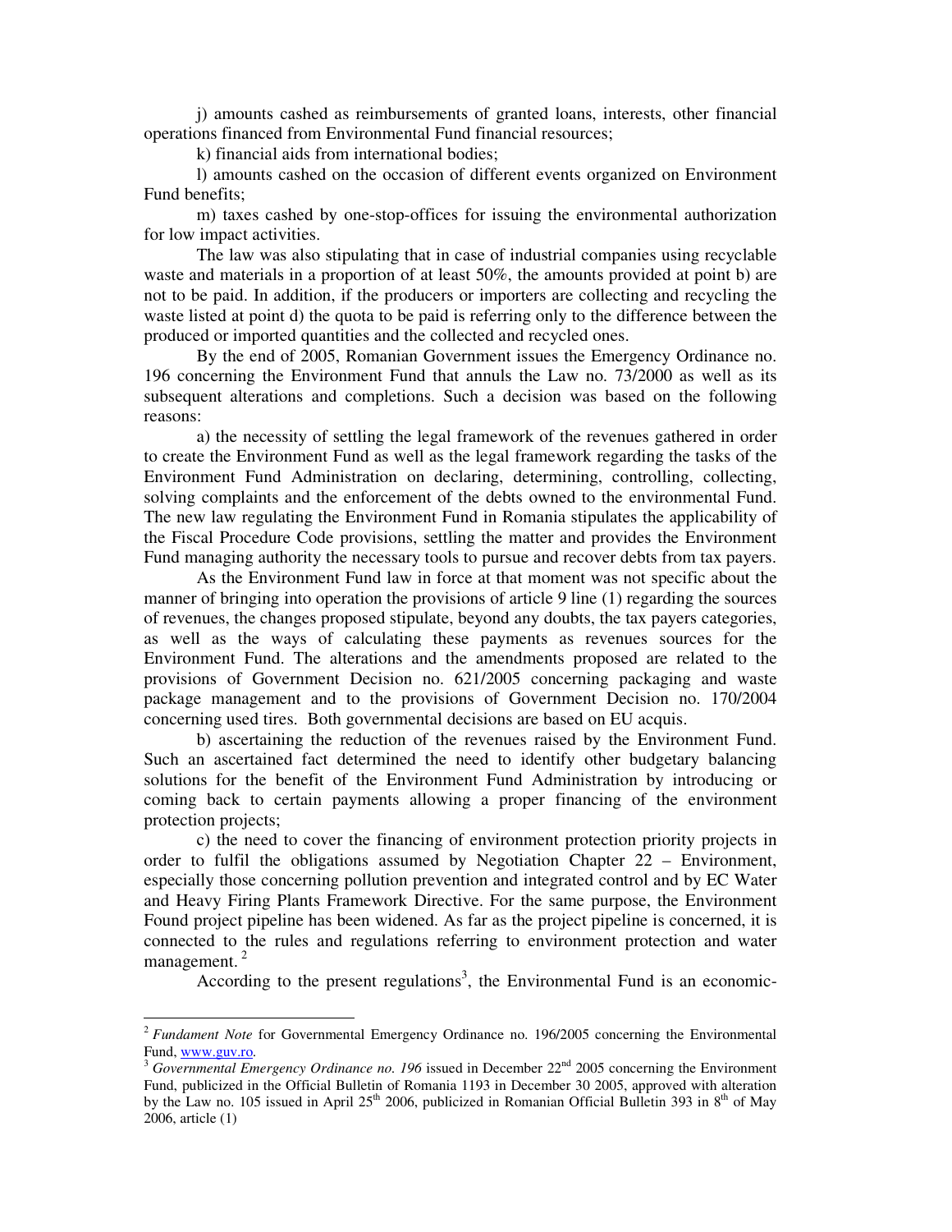j) amounts cashed as reimbursements of granted loans, interests, other financial operations financed from Environmental Fund financial resources;

k) financial aids from international bodies;

l) amounts cashed on the occasion of different events organized on Environment Fund benefits;

m) taxes cashed by one-stop-offices for issuing the environmental authorization for low impact activities.

The law was also stipulating that in case of industrial companies using recyclable waste and materials in a proportion of at least 50%, the amounts provided at point b) are not to be paid. In addition, if the producers or importers are collecting and recycling the waste listed at point d) the quota to be paid is referring only to the difference between the produced or imported quantities and the collected and recycled ones.

By the end of 2005, Romanian Government issues the Emergency Ordinance no. 196 concerning the Environment Fund that annuls the Law no. 73/2000 as well as its subsequent alterations and completions. Such a decision was based on the following reasons:

a) the necessity of settling the legal framework of the revenues gathered in order to create the Environment Fund as well as the legal framework regarding the tasks of the Environment Fund Administration on declaring, determining, controlling, collecting, solving complaints and the enforcement of the debts owned to the environmental Fund. The new law regulating the Environment Fund in Romania stipulates the applicability of the Fiscal Procedure Code provisions, settling the matter and provides the Environment Fund managing authority the necessary tools to pursue and recover debts from tax payers.

As the Environment Fund law in force at that moment was not specific about the manner of bringing into operation the provisions of article 9 line (1) regarding the sources of revenues, the changes proposed stipulate, beyond any doubts, the tax payers categories, as well as the ways of calculating these payments as revenues sources for the Environment Fund. The alterations and the amendments proposed are related to the provisions of Government Decision no. 621/2005 concerning packaging and waste package management and to the provisions of Government Decision no. 170/2004 concerning used tires. Both governmental decisions are based on EU acquis.

b) ascertaining the reduction of the revenues raised by the Environment Fund. Such an ascertained fact determined the need to identify other budgetary balancing solutions for the benefit of the Environment Fund Administration by introducing or coming back to certain payments allowing a proper financing of the environment protection projects;

c) the need to cover the financing of environment protection priority projects in order to fulfil the obligations assumed by Negotiation Chapter 22 – Environment, especially those concerning pollution prevention and integrated control and by EC Water and Heavy Firing Plants Framework Directive. For the same purpose, the Environment Found project pipeline has been widened. As far as the project pipeline is concerned, it is connected to the rules and regulations referring to environment protection and water management. [2]

According to the present regulations[3], the Environmental Fund is an economic-

---

[2] *Fundament Note* for Governmental Emergency Ordinance no. 196/2005 concerning the Environmental Fund, www.guv.ro.

[3] *Governmental Emergency Ordinance no. 196* issued in December 22[nd] 2005 concerning the Environment Fund, publicized in the Official Bulletin of Romania 1193 in December 30 2005, approved with alteration by the Law no. 105 issued in April 25[th] 2006, publicized in Romanian Official Bulletin 393 in 8[th] of May 2006, article (1)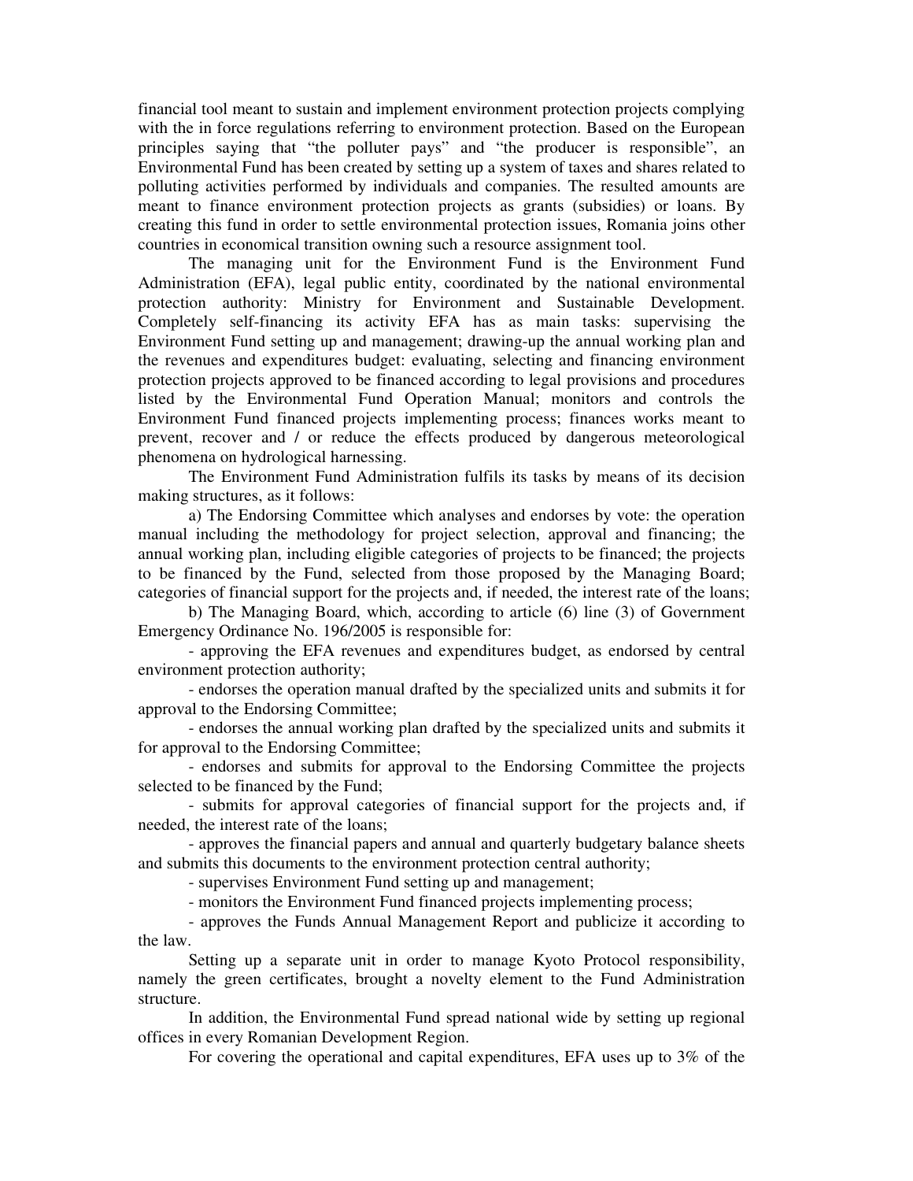financial tool meant to sustain and implement environment protection projects complying with the in force regulations referring to environment protection. Based on the European principles saying that "the polluter pays" and "the producer is responsible", an Environmental Fund has been created by setting up a system of taxes and shares related to polluting activities performed by individuals and companies. The resulted amounts are meant to finance environment protection projects as grants (subsidies) or loans. By creating this fund in order to settle environmental protection issues, Romania joins other countries in economical transition owning such a resource assignment tool.

The managing unit for the Environment Fund is the Environment Fund Administration (EFA), legal public entity, coordinated by the national environmental protection authority: Ministry for Environment and Sustainable Development. Completely self-financing its activity EFA has as main tasks: supervising the Environment Fund setting up and management; drawing-up the annual working plan and the revenues and expenditures budget: evaluating, selecting and financing environment protection projects approved to be financed according to legal provisions and procedures listed by the Environmental Fund Operation Manual; monitors and controls the Environment Fund financed projects implementing process; finances works meant to prevent, recover and / or reduce the effects produced by dangerous meteorological phenomena on hydrological harnessing.

The Environment Fund Administration fulfils its tasks by means of its decision making structures, as it follows:

a) The Endorsing Committee which analyses and endorses by vote: the operation manual including the methodology for project selection, approval and financing; the annual working plan, including eligible categories of projects to be financed; the projects to be financed by the Fund, selected from those proposed by the Managing Board; categories of financial support for the projects and, if needed, the interest rate of the loans;

b) The Managing Board, which, according to article (6) line (3) of Government Emergency Ordinance No. 196/2005 is responsible for:

- approving the EFA revenues and expenditures budget, as endorsed by central environment protection authority;
- endorses the operation manual drafted by the specialized units and submits it for approval to the Endorsing Committee;
- endorses the annual working plan drafted by the specialized units and submits it for approval to the Endorsing Committee;
- endorses and submits for approval to the Endorsing Committee the projects selected to be financed by the Fund;
- submits for approval categories of financial support for the projects and, if needed, the interest rate of the loans;
- approves the financial papers and annual and quarterly budgetary balance sheets and submits this documents to the environment protection central authority;
- supervises Environment Fund setting up and management;
- monitors the Environment Fund financed projects implementing process;
- approves the Funds Annual Management Report and publicize it according to the law.

Setting up a separate unit in order to manage Kyoto Protocol responsibility, namely the green certificates, brought a novelty element to the Fund Administration structure.

In addition, the Environmental Fund spread national wide by setting up regional offices in every Romanian Development Region.

For covering the operational and capital expenditures, EFA uses up to 3% of the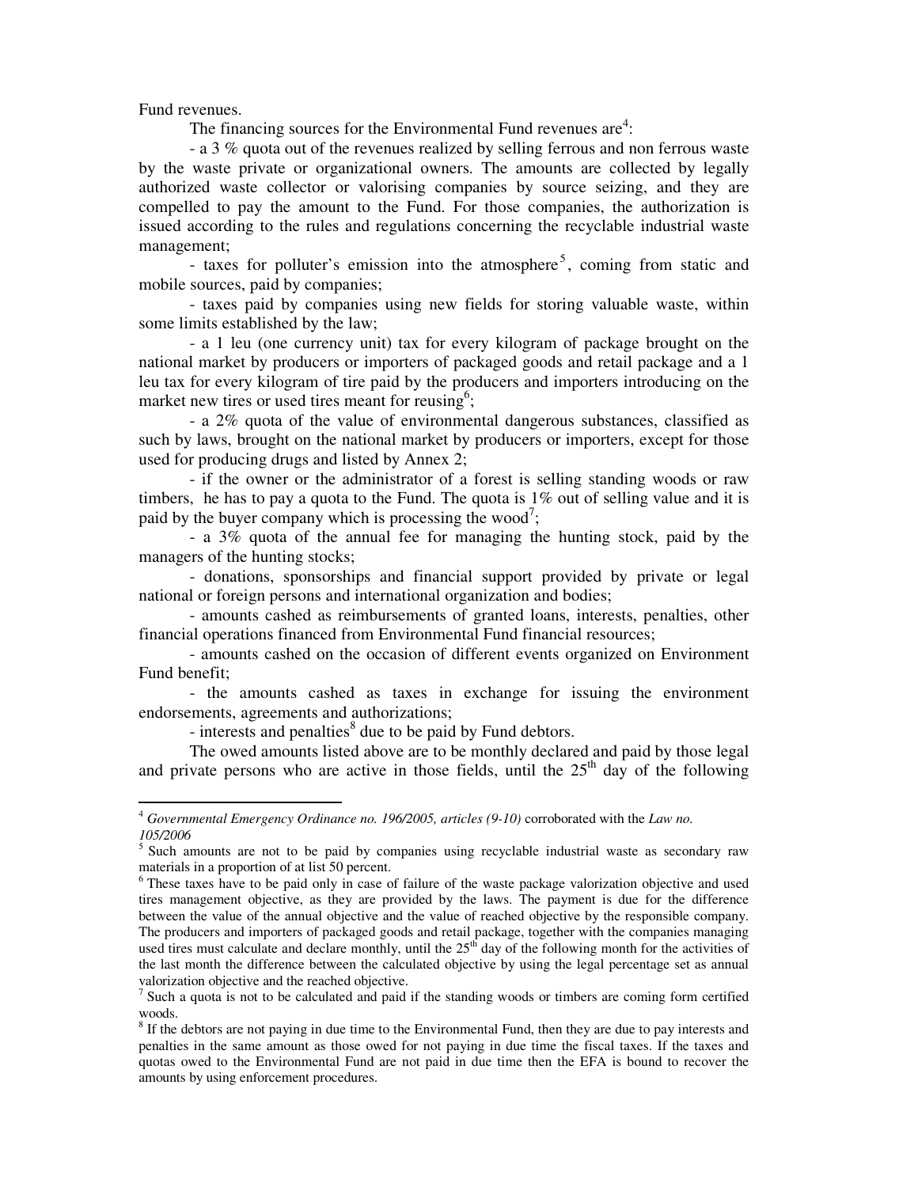Fund revenues.

The financing sources for the Environmental Fund revenues are[4]:

- a 3 % quota out of the revenues realized by selling ferrous and non ferrous waste by the waste private or organizational owners. The amounts are collected by legally authorized waste collector or valorising companies by source seizing, and they are compelled to pay the amount to the Fund. For those companies, the authorization is issued according to the rules and regulations concerning the recyclable industrial waste management;
- taxes for polluter's emission into the atmosphere[5], coming from static and mobile sources, paid by companies;
- taxes paid by companies using new fields for storing valuable waste, within some limits established by the law;
- a 1 leu (one currency unit) tax for every kilogram of package brought on the national market by producers or importers of packaged goods and retail package and a 1 leu tax for every kilogram of tire paid by the producers and importers introducing on the market new tires or used tires meant for reusing[6];
- a 2% quota of the value of environmental dangerous substances, classified as such by laws, brought on the national market by producers or importers, except for those used for producing drugs and listed by Annex 2;
- if the owner or the administrator of a forest is selling standing woods or raw timbers, he has to pay a quota to the Fund. The quota is 1% out of selling value and it is paid by the buyer company which is processing the wood[7];
- a 3% quota of the annual fee for managing the hunting stock, paid by the managers of the hunting stocks;
- donations, sponsorships and financial support provided by private or legal national or foreign persons and international organization and bodies;
- amounts cashed as reimbursements of granted loans, interests, penalties, other financial operations financed from Environmental Fund financial resources;
- amounts cashed on the occasion of different events organized on Environment Fund benefit;
- the amounts cashed as taxes in exchange for issuing the environment endorsements, agreements and authorizations;
- interests and penalties[8] due to be paid by Fund debtors.

The owed amounts listed above are to be monthly declared and paid by those legal and private persons who are active in those fields, until the 25th day of the following

---

[4] *Governmental Emergency Ordinance no. 196/2005, articles (9-10)* corroborated with the *Law no. 105/2006*

[5] Such amounts are not to be paid by companies using recyclable industrial waste as secondary raw materials in a proportion of at list 50 percent.

[6] These taxes have to be paid only in case of failure of the waste package valorization objective and used tires management objective, as they are provided by the laws. The payment is due for the difference between the value of the annual objective and the value of reached objective by the responsible company. The producers and importers of packaged goods and retail package, together with the companies managing used tires must calculate and declare monthly, until the 25th day of the following month for the activities of the last month the difference between the calculated objective by using the legal percentage set as annual valorization objective and the reached objective.

[7] Such a quota is not to be calculated and paid if the standing woods or timbers are coming form certified woods.

[8] If the debtors are not paying in due time to the Environmental Fund, then they are due to pay interests and penalties in the same amount as those owed for not paying in due time the fiscal taxes. If the taxes and quotas owed to the Environmental Fund are not paid in due time then the EFA is bound to recover the amounts by using enforcement procedures.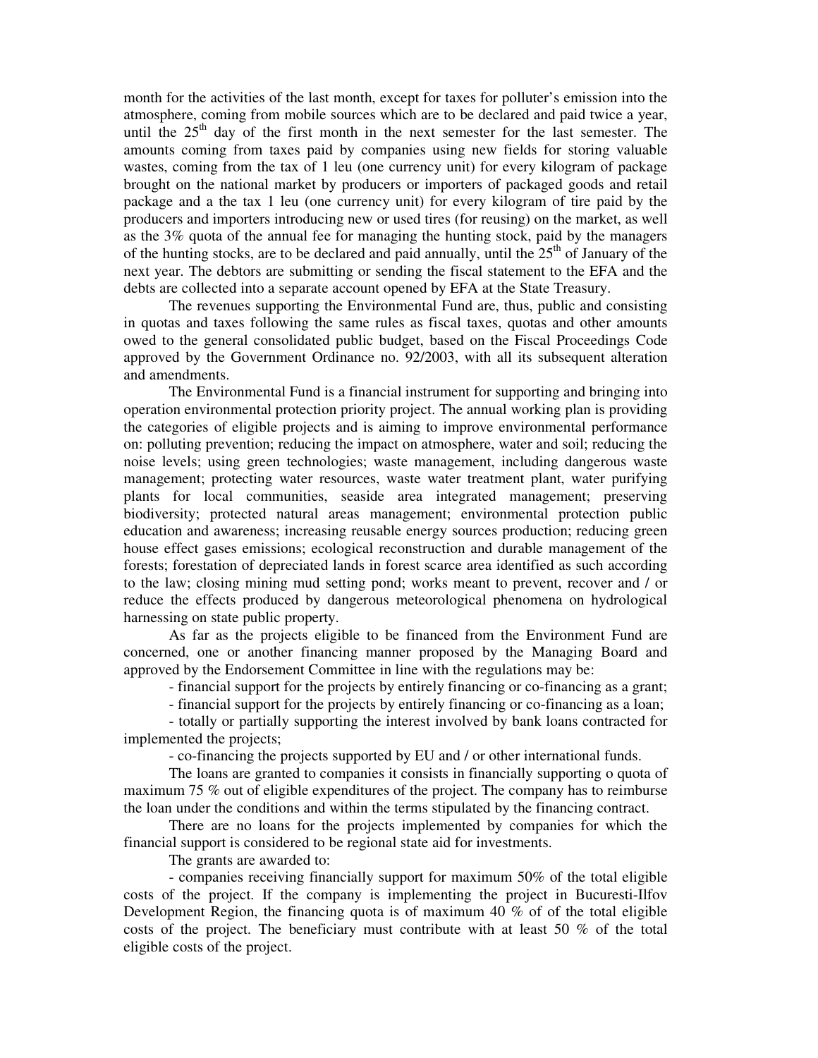month for the activities of the last month, except for taxes for polluter's emission into the atmosphere, coming from mobile sources which are to be declared and paid twice a year, until the 25th day of the first month in the next semester for the last semester. The amounts coming from taxes paid by companies using new fields for storing valuable wastes, coming from the tax of 1 leu (one currency unit) for every kilogram of package brought on the national market by producers or importers of packaged goods and retail package and a the tax 1 leu (one currency unit) for every kilogram of tire paid by the producers and importers introducing new or used tires (for reusing) on the market, as well as the 3% quota of the annual fee for managing the hunting stock, paid by the managers of the hunting stocks, are to be declared and paid annually, until the 25th of January of the next year. The debtors are submitting or sending the fiscal statement to the EFA and the debts are collected into a separate account opened by EFA at the State Treasury.

The revenues supporting the Environmental Fund are, thus, public and consisting in quotas and taxes following the same rules as fiscal taxes, quotas and other amounts owed to the general consolidated public budget, based on the Fiscal Proceedings Code approved by the Government Ordinance no. 92/2003, with all its subsequent alteration and amendments.

The Environmental Fund is a financial instrument for supporting and bringing into operation environmental protection priority project. The annual working plan is providing the categories of eligible projects and is aiming to improve environmental performance on: polluting prevention; reducing the impact on atmosphere, water and soil; reducing the noise levels; using green technologies; waste management, including dangerous waste management; protecting water resources, waste water treatment plant, water purifying plants for local communities, seaside area integrated management; preserving biodiversity; protected natural areas management; environmental protection public education and awareness; increasing reusable energy sources production; reducing green house effect gases emissions; ecological reconstruction and durable management of the forests; forestation of depreciated lands in forest scarce area identified as such according to the law; closing mining mud setting pond; works meant to prevent, recover and / or reduce the effects produced by dangerous meteorological phenomena on hydrological harnessing on state public property.

As far as the projects eligible to be financed from the Environment Fund are concerned, one or another financing manner proposed by the Managing Board and approved by the Endorsement Committee in line with the regulations may be:

- financial support for the projects by entirely financing or co-financing as a grant;
- financial support for the projects by entirely financing or co-financing as a loan;
- totally or partially supporting the interest involved by bank loans contracted for implemented the projects;
- co-financing the projects supported by EU and / or other international funds.

The loans are granted to companies it consists in financially supporting o quota of maximum 75 % out of eligible expenditures of the project. The company has to reimburse the loan under the conditions and within the terms stipulated by the financing contract.

There are no loans for the projects implemented by companies for which the financial support is considered to be regional state aid for investments.

The grants are awarded to:

- companies receiving financially support for maximum 50% of the total eligible costs of the project. If the company is implementing the project in Bucuresti-Ilfov Development Region, the financing quota is of maximum 40 % of of the total eligible costs of the project. The beneficiary must contribute with at least 50 % of the total eligible costs of the project.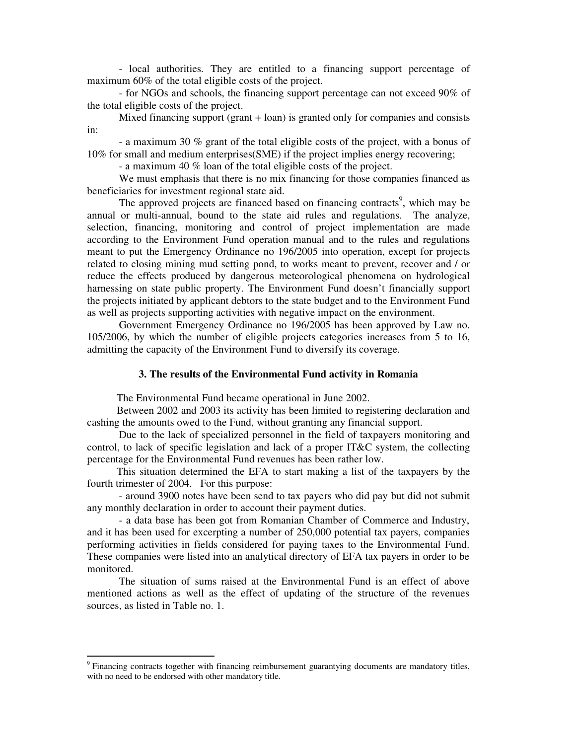- local authorities. They are entitled to a financing support percentage of maximum 60% of the total eligible costs of the project.

- for NGOs and schools, the financing support percentage can not exceed 90% of the total eligible costs of the project.

Mixed financing support (grant + loan) is granted only for companies and consists in:

- a maximum 30 % grant of the total eligible costs of the project, with a bonus of 10% for small and medium enterprises(SME) if the project implies energy recovering;

- a maximum 40 % loan of the total eligible costs of the project.

We must emphasis that there is no mix financing for those companies financed as beneficiaries for investment regional state aid.

The approved projects are financed based on financing contracts[9], which may be annual or multi-annual, bound to the state aid rules and regulations. The analyze, selection, financing, monitoring and control of project implementation are made according to the Environment Fund operation manual and to the rules and regulations meant to put the Emergency Ordinance no 196/2005 into operation, except for projects related to closing mining mud setting pond, to works meant to prevent, recover and / or reduce the effects produced by dangerous meteorological phenomena on hydrological harnessing on state public property. The Environment Fund doesn't financially support the projects initiated by applicant debtors to the state budget and to the Environment Fund as well as projects supporting activities with negative impact on the environment.

Government Emergency Ordinance no 196/2005 has been approved by Law no. 105/2006, by which the number of eligible projects categories increases from 5 to 16, admitting the capacity of the Environment Fund to diversify its coverage.

### 3. The results of the Environmental Fund activity in Romania

The Environmental Fund became operational in June 2002.

Between 2002 and 2003 its activity has been limited to registering declaration and cashing the amounts owed to the Fund, without granting any financial support.

Due to the lack of specialized personnel in the field of taxpayers monitoring and control, to lack of specific legislation and lack of a proper IT&C system, the collecting percentage for the Environmental Fund revenues has been rather low.

This situation determined the EFA to start making a list of the taxpayers by the fourth trimester of 2004. For this purpose:

- around 3900 notes have been send to tax payers who did pay but did not submit any monthly declaration in order to account their payment duties.

- a data base has been got from Romanian Chamber of Commerce and Industry, and it has been used for excerpting a number of 250,000 potential tax payers, companies performing activities in fields considered for paying taxes to the Environmental Fund. These companies were listed into an analytical directory of EFA tax payers in order to be monitored.

The situation of sums raised at the Environmental Fund is an effect of above mentioned actions as well as the effect of updating of the structure of the revenues sources, as listed in Table no. 1.

[9] Financing contracts together with financing reimbursement guarantying documents are mandatory titles, with no need to be endorsed with other mandatory title.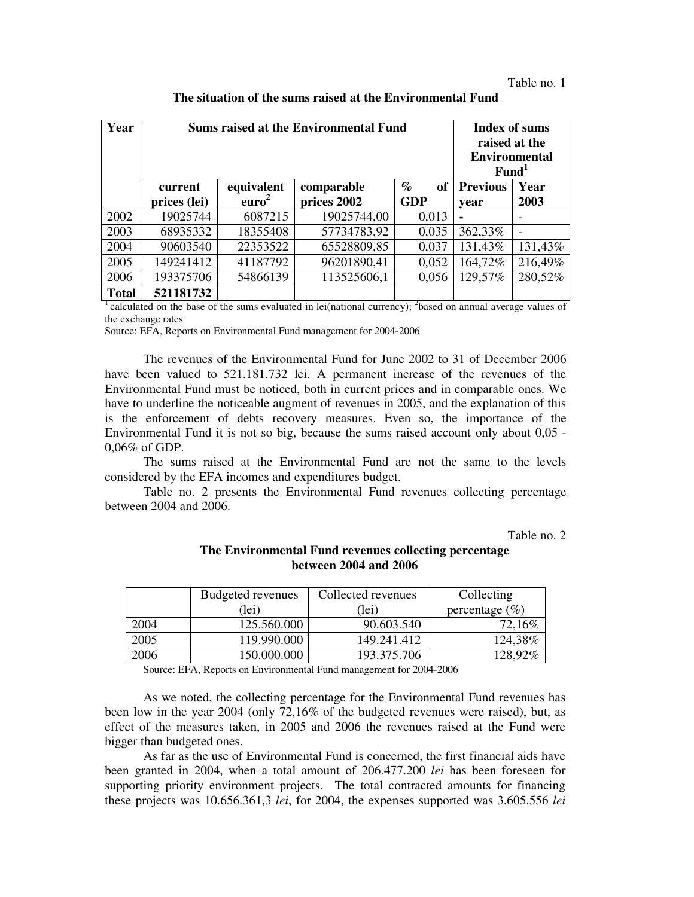Table no. 1

**The situation of the sums raised at the Environmental Fund**

| Year | Sums raised at the Environmental Fund | | | | Index of sums raised at the Environmental Fund[1] | |
|---|---|---|---|---|---|---|
| | **current prices (lei)** | **equivalent euro[2]** | **comparable prices 2002** | **% of GDP** | **Previous year** | **Year 2003** |
| 2002 | 19025744 | 6087215 | 19025744,00 | 0,013 | - | - |
| 2003 | 68935332 | 18355408 | 57734783,92 | 0,035 | 362,33% | - |
| 2004 | 90603540 | 22353522 | 65528809,85 | 0,037 | 131,43% | 131,43% |
| 2005 | 149241412 | 41187792 | 96201890,41 | 0,052 | 164,72% | 216,49% |
| 2006 | 193375706 | 54866139 | 113525606,1 | 0,056 | 129,57% | 280,52% |
| **Total** | **521181732** | | | | | |

[1] calculated on the base of the sums evaluated in lei(national currency); [2] based on annual average values of the exchange rates

Source: EFA, Reports on Environmental Fund management for 2004-2006

The revenues of the Environmental Fund for June 2002 to 31 of December 2006 have been valued to 521.181.732 lei. A permanent increase of the revenues of the Environmental Fund must be noticed, both in current prices and in comparable ones. We have to underline the noticeable augment of revenues in 2005, and the explanation of this is the enforcement of debts recovery measures. Even so, the importance of the Environmental Fund it is not so big, because the sums raised account only about 0,05 - 0,06% of GDP.

The sums raised at the Environmental Fund are not the same to the levels considered by the EFA incomes and expenditures budget.

Table no. 2 presents the Environmental Fund revenues collecting percentage between 2004 and 2006.

Table no. 2

**The Environmental Fund revenues collecting percentage between 2004 and 2006**

| | Budgeted revenues (lei) | Collected revenues (lei) | Collecting percentage (%) |
|---|---|---|---|
| 2004 | 125.560.000 | 90.603.540 | 72,16% |
| 2005 | 119.990.000 | 149.241.412 | 124,38% |
| 2006 | 150.000.000 | 193.375.706 | 128,92% |

Source: EFA, Reports on Environmental Fund management for 2004-2006

As we noted, the collecting percentage for the Environmental Fund revenues has been low in the year 2004 (only 72,16% of the budgeted revenues were raised), but, as effect of the measures taken, in 2005 and 2006 the revenues raised at the Fund were bigger than budgeted ones.

As far as the use of Environmental Fund is concerned, the first financial aids have been granted in 2004, when a total amount of 206.477.200 *lei* has been foreseen for supporting priority environment projects. The total contracted amounts for financing these projects was 10.656.361,3 *lei*, for 2004, the expenses supported was 3.605.556 *lei*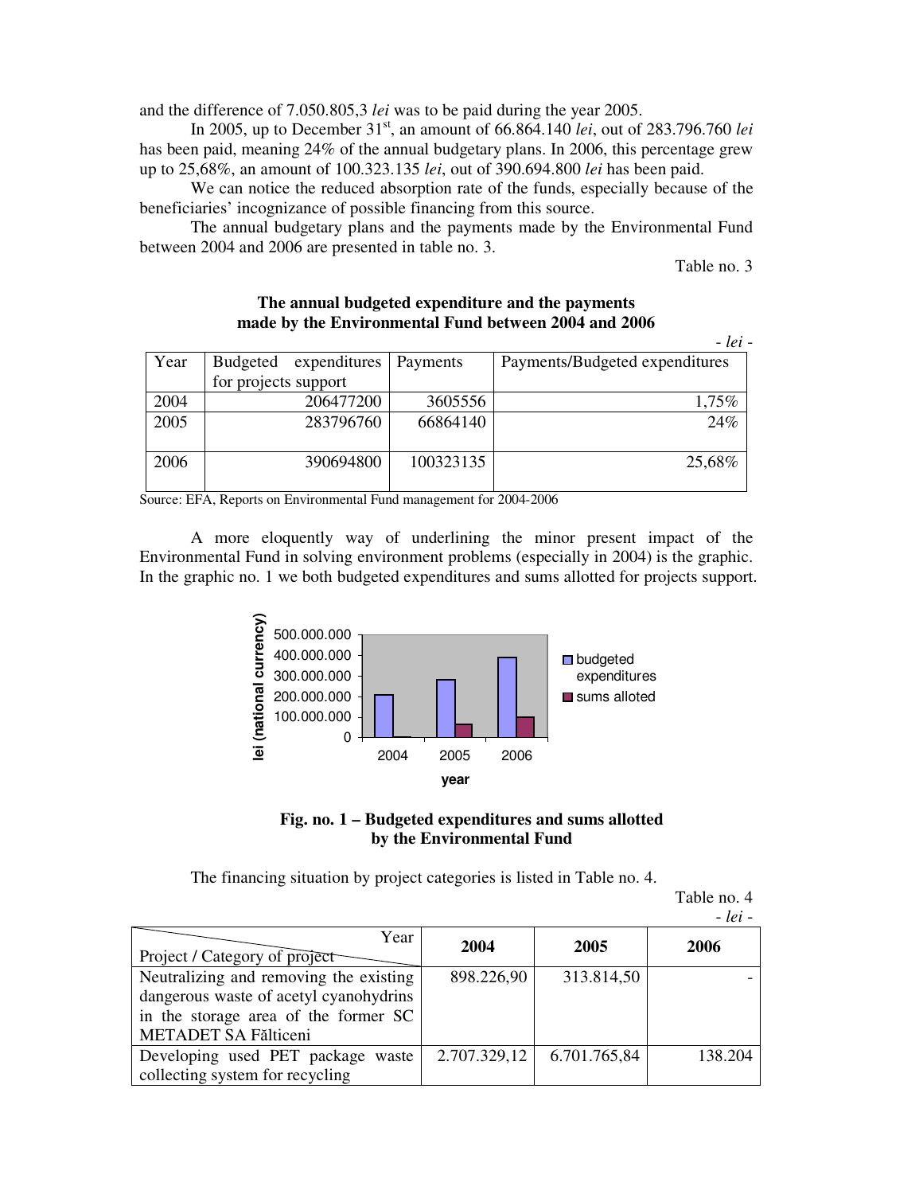and the difference of 7.050.805,3 *lei* was to be paid during the year 2005.

In 2005, up to December 31[st], an amount of 66.864.140 *lei*, out of 283.796.760 *lei* has been paid, meaning 24% of the annual budgetary plans. In 2006, this percentage grew up to 25,68%, an amount of 100.323.135 *lei*, out of 390.694.800 *lei* has been paid.

We can notice the reduced absorption rate of the funds, especially because of the beneficiaries' incognizance of possible financing from this source.

The annual budgetary plans and the payments made by the Environmental Fund between 2004 and 2006 are presented in table no. 3.

Table no. 3

**The annual budgeted expenditure and the payments made by the Environmental Fund between 2004 and 2006**

*- lei -*

| Year | Budgeted expenditures for projects support | Payments | Payments/Budgeted expenditures |
|---|---|---|---|
| 2004 | 206477200 | 3605556 | 1,75% |
| 2005 | 283796760 | 66864140 | 24% |
| 2006 | 390694800 | 100323135 | 25,68% |

Source: EFA, Reports on Environmental Fund management for 2004-2006

A more eloquently way of underlining the minor present impact of the Environmental Fund in solving environment problems (especially in 2004) is the graphic. In the graphic no. 1 we both budgeted expenditures and sums allotted for projects support.

lei (national currency)
500.000.000
400.000.000
300.000.000
200.000.000
100.000.000
0
2004
2005
2006
year
budgeted expenditures
sums alloted

**Fig. no. 1 – Budgeted expenditures and sums allotted by the Environmental Fund**

The financing situation by project categories is listed in Table no. 4.

Table no. 4

*- lei -*

| Year / Project / Category of project | 2004 | 2005 | 2006 |
|---|---|---|---|
| Neutralizing and removing the existing dangerous waste of acetyl cyanohydrins in the storage area of the former SC METADET SA Fălticeni | 898.226,90 | 313.814,50 | - |
| Developing used PET package waste collecting system for recycling | 2.707.329,12 | 6.701.765,84 | 138.204 |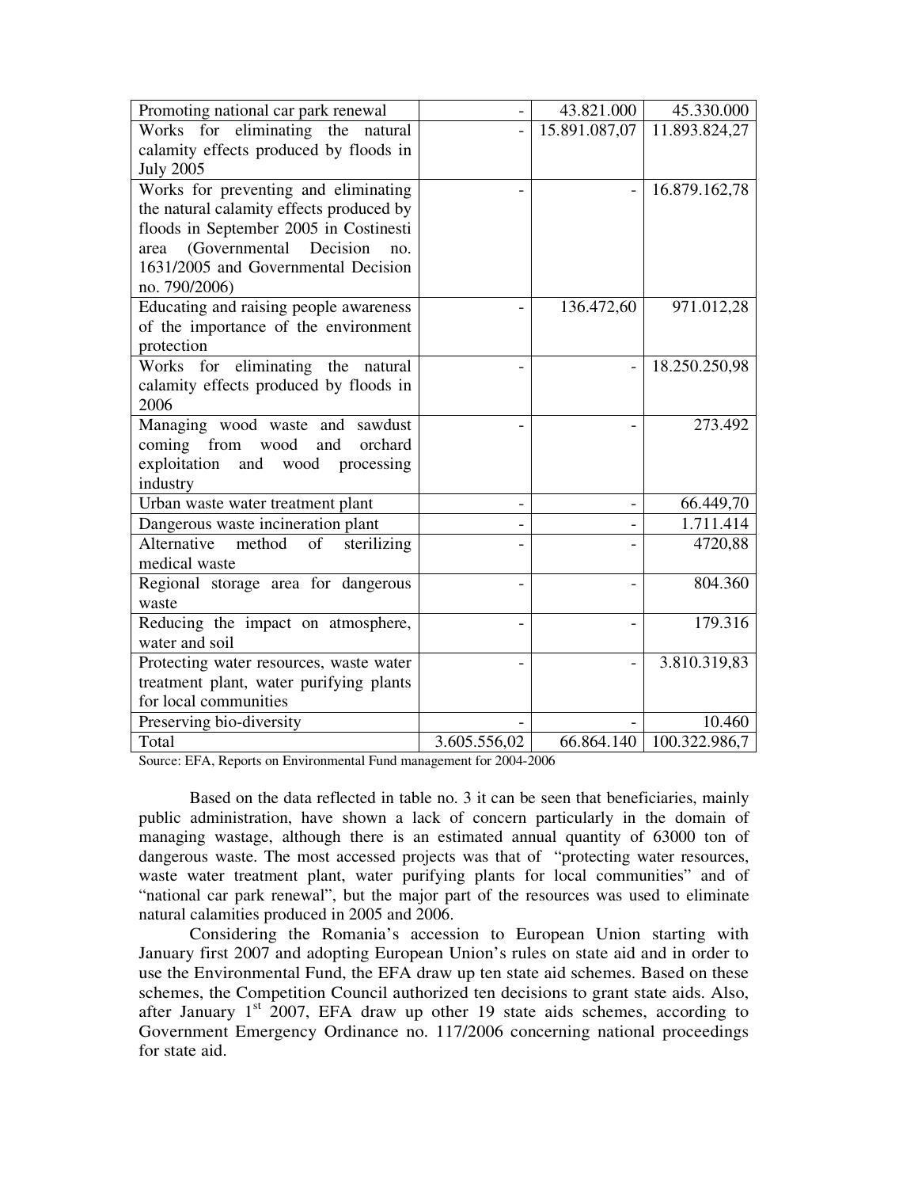| | | | |
|---|---|---|---|
| Promoting national car park renewal | - | 43.821.000 | 45.330.000 |
| Works for eliminating the natural calamity effects produced by floods in July 2005 | - | 15.891.087,07 | 11.893.824,27 |
| Works for preventing and eliminating the natural calamity effects produced by floods in September 2005 in Costinesti area (Governmental Decision no. 1631/2005 and Governmental Decision no. 790/2006) | - | - | 16.879.162,78 |
| Educating and raising people awareness of the importance of the environment protection | - | 136.472,60 | 971.012,28 |
| Works for eliminating the natural calamity effects produced by floods in 2006 | - | - | 18.250.250,98 |
| Managing wood waste and sawdust coming from wood and orchard exploitation and wood processing industry | - | - | 273.492 |
| Urban waste water treatment plant | - | - | 66.449,70 |
| Dangerous waste incineration plant | - | - | 1.711.414 |
| Alternative method of sterilizing medical waste | - | - | 4720,88 |
| Regional storage area for dangerous waste | - | - | 804.360 |
| Reducing the impact on atmosphere, water and soil | - | - | 179.316 |
| Protecting water resources, waste water treatment plant, water purifying plants for local communities | - | - | 3.810.319,83 |
| Preserving bio-diversity | - | - | 10.460 |
| Total | 3.605.556,02 | 66.864.140 | 100.322.986,7 |

Source: EFA, Reports on Environmental Fund management for 2004-2006

Based on the data reflected in table no. 3 it can be seen that beneficiaries, mainly public administration, have shown a lack of concern particularly in the domain of managing wastage, although there is an estimated annual quantity of 63000 ton of dangerous waste. The most accessed projects was that of "protecting water resources, waste water treatment plant, water purifying plants for local communities" and of "national car park renewal", but the major part of the resources was used to eliminate natural calamities produced in 2005 and 2006.

Considering the Romania's accession to European Union starting with January first 2007 and adopting European Union's rules on state aid and in order to use the Environmental Fund, the EFA draw up ten state aid schemes. Based on these schemes, the Competition Council authorized ten decisions to grant state aids. Also, after January 1st 2007, EFA draw up other 19 state aids schemes, according to Government Emergency Ordinance no. 117/2006 concerning national proceedings for state aid.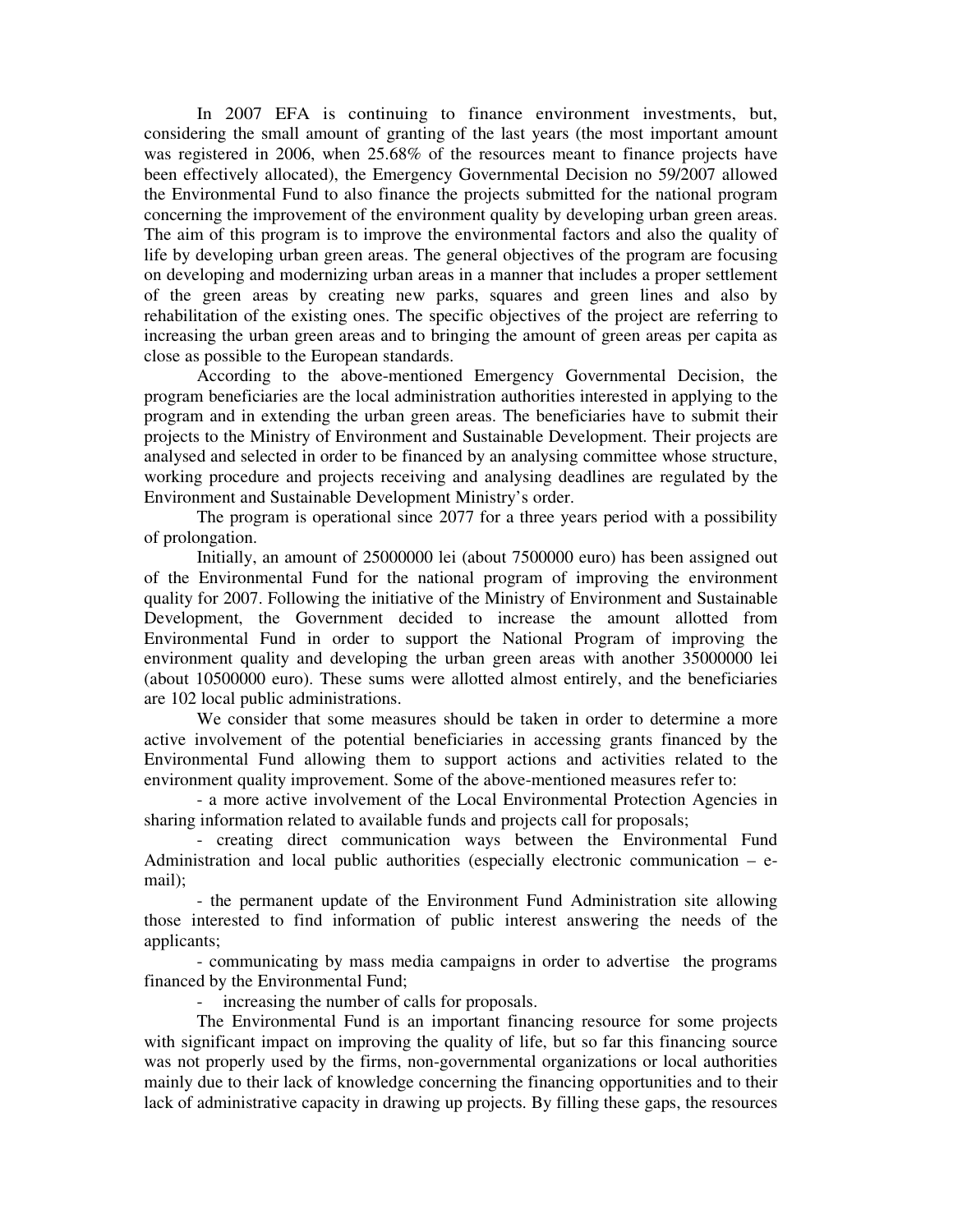In 2007 EFA is continuing to finance environment investments, but, considering the small amount of granting of the last years (the most important amount was registered in 2006, when 25.68% of the resources meant to finance projects have been effectively allocated), the Emergency Governmental Decision no 59/2007 allowed the Environmental Fund to also finance the projects submitted for the national program concerning the improvement of the environment quality by developing urban green areas. The aim of this program is to improve the environmental factors and also the quality of life by developing urban green areas. The general objectives of the program are focusing on developing and modernizing urban areas in a manner that includes a proper settlement of the green areas by creating new parks, squares and green lines and also by rehabilitation of the existing ones. The specific objectives of the project are referring to increasing the urban green areas and to bringing the amount of green areas per capita as close as possible to the European standards.

According to the above-mentioned Emergency Governmental Decision, the program beneficiaries are the local administration authorities interested in applying to the program and in extending the urban green areas. The beneficiaries have to submit their projects to the Ministry of Environment and Sustainable Development. Their projects are analysed and selected in order to be financed by an analysing committee whose structure, working procedure and projects receiving and analysing deadlines are regulated by the Environment and Sustainable Development Ministry's order.

The program is operational since 2077 for a three years period with a possibility of prolongation.

Initially, an amount of 25000000 lei (about 7500000 euro) has been assigned out of the Environmental Fund for the national program of improving the environment quality for 2007. Following the initiative of the Ministry of Environment and Sustainable Development, the Government decided to increase the amount allotted from Environmental Fund in order to support the National Program of improving the environment quality and developing the urban green areas with another 35000000 lei (about 10500000 euro). These sums were allotted almost entirely, and the beneficiaries are 102 local public administrations.

We consider that some measures should be taken in order to determine a more active involvement of the potential beneficiaries in accessing grants financed by the Environmental Fund allowing them to support actions and activities related to the environment quality improvement. Some of the above-mentioned measures refer to:

- a more active involvement of the Local Environmental Protection Agencies in sharing information related to available funds and projects call for proposals;
- creating direct communication ways between the Environmental Fund Administration and local public authorities (especially electronic communication – e-mail);
- the permanent update of the Environment Fund Administration site allowing those interested to find information of public interest answering the needs of the applicants;
- communicating by mass media campaigns in order to advertise the programs financed by the Environmental Fund;
- increasing the number of calls for proposals.

The Environmental Fund is an important financing resource for some projects with significant impact on improving the quality of life, but so far this financing source was not properly used by the firms, non-governmental organizations or local authorities mainly due to their lack of knowledge concerning the financing opportunities and to their lack of administrative capacity in drawing up projects. By filling these gaps, the resources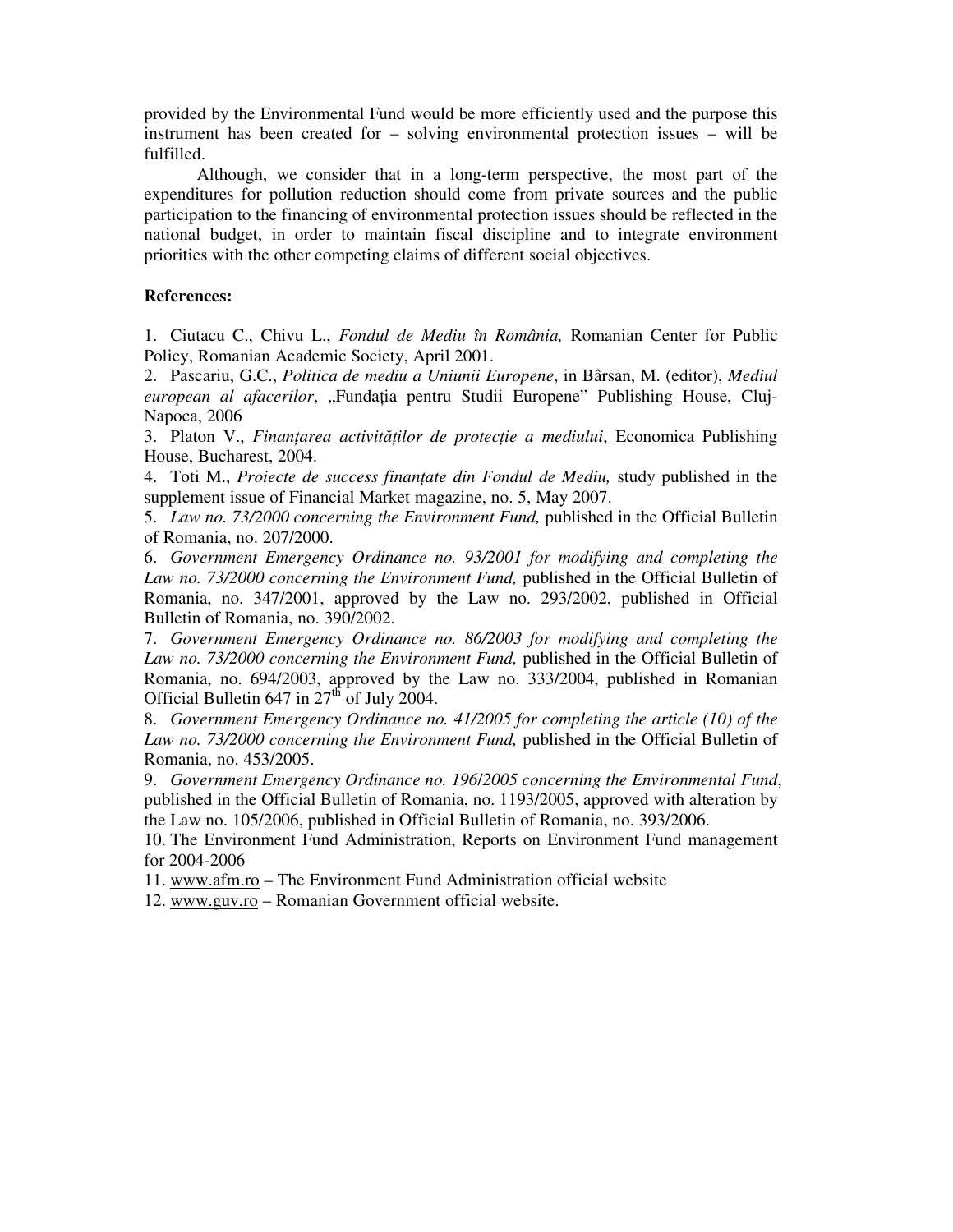provided by the Environmental Fund would be more efficiently used and the purpose this instrument has been created for – solving environmental protection issues – will be fulfilled.

Although, we consider that in a long-term perspective, the most part of the expenditures for pollution reduction should come from private sources and the public participation to the financing of environmental protection issues should be reflected in the national budget, in order to maintain fiscal discipline and to integrate environment priorities with the other competing claims of different social objectives.

**References:**

1. Ciutacu C., Chivu L., *Fondul de Mediu în România,* Romanian Center for Public Policy, Romanian Academic Society, April 2001.
2. Pascariu, G.C., *Politica de mediu a Uniunii Europene*, in Bârsan, M. (editor), *Mediul european al afacerilor*, „Fundația pentru Studii Europene" Publishing House, Cluj-Napoca, 2006
3. Platon V., *Finanțarea activităților de protecție a mediului*, Economica Publishing House, Bucharest, 2004.
4. Toti M., *Proiecte de success finanțate din Fondul de Mediu,* study published in the supplement issue of Financial Market magazine, no. 5, May 2007.
5. *Law no. 73/2000 concerning the Environment Fund,* published in the Official Bulletin of Romania, no. 207/2000.
6. *Government Emergency Ordinance no. 93/2001 for modifying and completing the Law no. 73/2000 concerning the Environment Fund,* published in the Official Bulletin of Romania, no. 347/2001, approved by the Law no. 293/2002, published in Official Bulletin of Romania, no. 390/2002.
7. *Government Emergency Ordinance no. 86/2003 for modifying and completing the Law no. 73/2000 concerning the Environment Fund,* published in the Official Bulletin of Romania, no. 694/2003, approved by the Law no. 333/2004, published in Romanian Official Bulletin 647 in 27th of July 2004.
8. *Government Emergency Ordinance no. 41/2005 for completing the article (10) of the Law no. 73/2000 concerning the Environment Fund,* published in the Official Bulletin of Romania, no. 453/2005.
9. *Government Emergency Ordinance no. 196/2005 concerning the Environmental Fund*, published in the Official Bulletin of Romania, no. 1193/2005, approved with alteration by the Law no. 105/2006, published in Official Bulletin of Romania, no. 393/2006.
10. The Environment Fund Administration, Reports on Environment Fund management for 2004-2006
11. www.afm.ro – The Environment Fund Administration official website
12. www.guv.ro – Romanian Government official website.